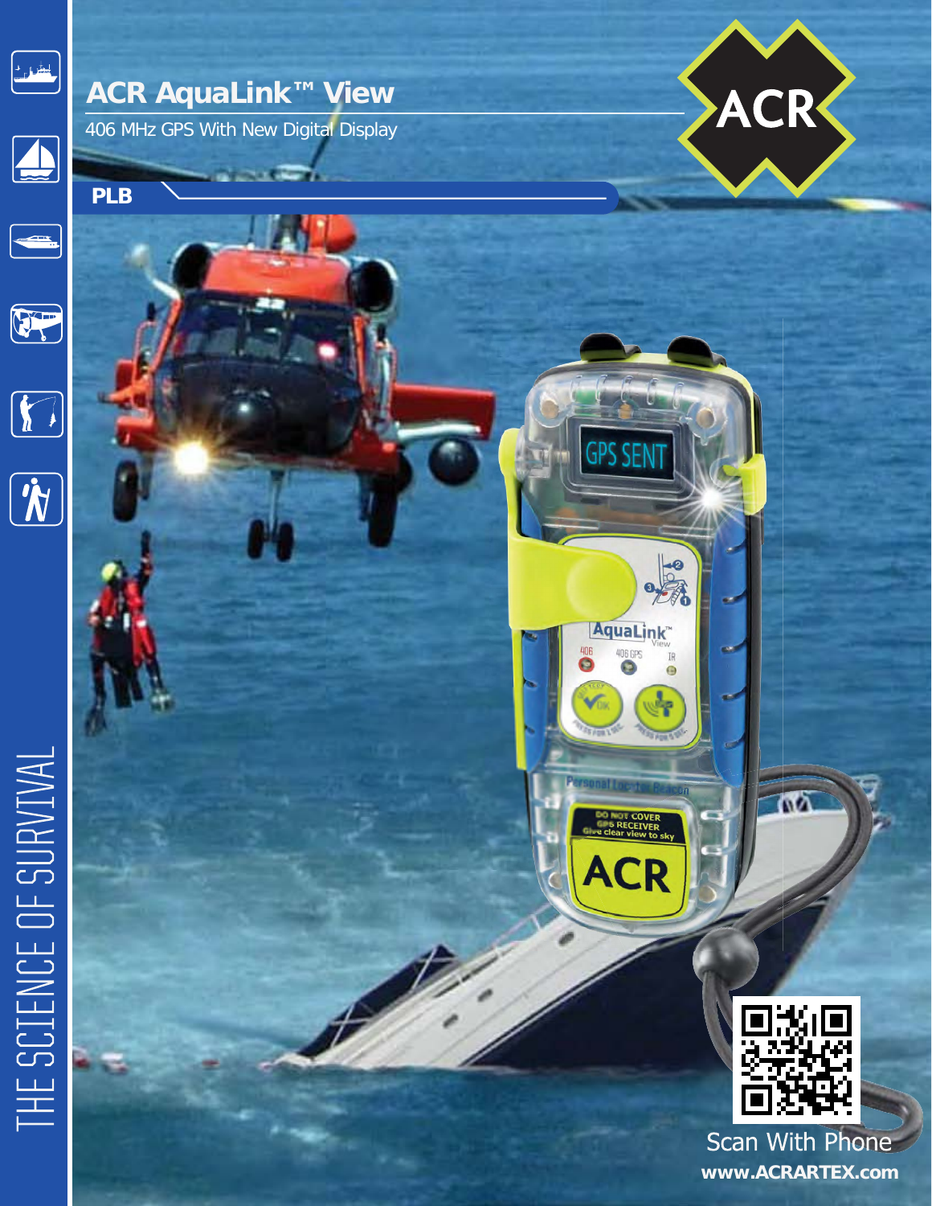# ACR AquaLink™ View

406 MHz GPS With New Digital Display

**PLB**

ACR

THE SCIENCE OF SURVIVAL

Scan With Phone

**www.ACRARTEX.com**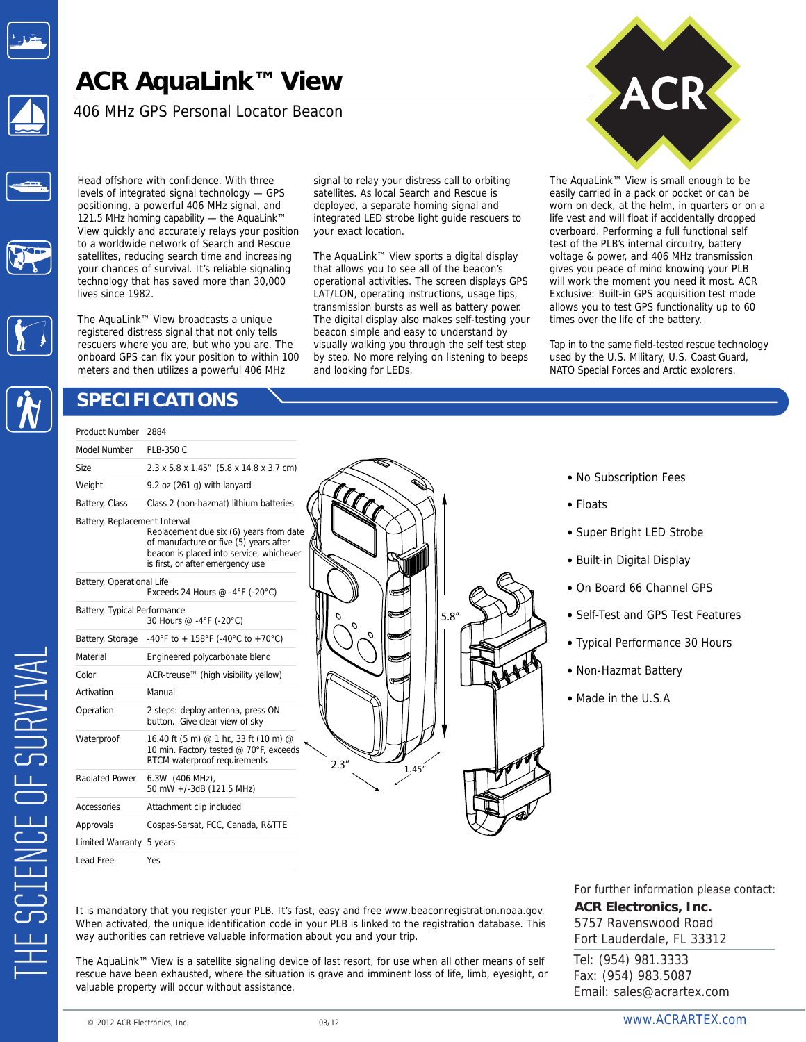# ACR AquaLink™ View

## 406 MHz GPS Personal Locator Beacon

Head offshore with confidence. With three levels of integrated signal technology — GPS positioning, a powerful 406 MHz signal, and 121.5 MHz homing capability — the AquaLink™ View quickly and accurately relays your position to a worldwide network of Search and Rescue satellites, reducing search time and increasing your chances of survival. It's reliable signaling technology that has saved more than 30,000 lives since 1982.

The AquaLink™ View broadcasts a unique registered distress signal that not only tells rescuers where you are, but who you are. The onboard GPS can fix your position to within 100 meters and then utilizes a powerful 406 MHz signal to relay your distress call to orbiting satellites. As local Search and Rescue is deployed, a separate homing signal and integrated LED strobe light guide rescuers to your exact location.

The AquaLink™ View sports a digital display that allows you to see all of the beacon's operational activities. The screen displays GPS LAT/LON, operating instructions, usage tips, transmission bursts as well as battery power. The digital display also makes self-testing your beacon simple and easy to understand by visually walking you through the self test step by step. No more relying on listening to beeps and looking for LEDs.

The AquaLink™ View is small enough to be easily carried in a pack or pocket or can be worn on deck, at the helm, in quarters or on a life vest and will float if accidentally dropped overboard. Performing a full functional self test of the PLB's internal circuitry, battery voltage & power, and 406 MHz transmission gives you peace of mind knowing your PLB will work the moment you need it most. ACR Exclusive: Built-in GPS acquisition test mode allows you to test GPS functionality up to 60 times over the life of the battery.

Tap in to the same field-tested rescue technology used by the U.S. Military, U.S. Coast Guard, NATO Special Forces and Arctic explorers.

## SPECIFICATIONS

| | |
|---|---|
| Product Number | 2884 |
| Model Number | PLB-350 C |
| Size | 2.3 x 5.8 x 1.45" (5.8 x 14.8 x 3.7 cm) |
| Weight | 9.2 oz (261 g) with lanyard |
| Battery, Class | Class 2 (non-hazmat) lithium batteries |
| Battery, Replacement Interval | Replacement due six (6) years from date of manufacture or five (5) years after beacon is placed into service, whichever is first, or after emergency use |
| Battery, Operational Life | Exceeds 24 Hours @ -4°F (-20°C) |
| Battery, Typical Performance | 30 Hours @ -4°F (-20°C) |
| Battery, Storage | -40°F to + 158°F (-40°C to +70°C) |
| Material | Engineered polycarbonate blend |
| Color | ACR-treuse™ (high visibility yellow) |
| Activation | Manual |
| Operation | 2 steps: deploy antenna, press ON button. Give clear view of sky |
| Waterproof | 16.40 ft (5 m) @ 1 hr., 33 ft (10 m) @ 10 min. Factory tested @ 70°F, exceeds RTCM waterproof requirements |
| Radiated Power | 6.3W (406 MHz), 50 mW +/-3dB (121.5 MHz) |
| Accessories | Attachment clip included |
| Approvals | Cospas-Sarsat, FCC, Canada, R&TTE |
| Limited Warranty | 5 years |
| Lead Free | Yes |

5.8"
2.3"
1.45"

- No Subscription Fees
- Floats
- Super Bright LED Strobe
- Built-in Digital Display
- On Board 66 Channel GPS
- Self-Test and GPS Test Features
- Typical Performance 30 Hours
- Non-Hazmat Battery
- Made in the U.S.A

It is mandatory that you register your PLB. It's fast, easy and free www.beaconregistration.noaa.gov. When activated, the unique identification code in your PLB is linked to the registration database. This way authorities can retrieve valuable information about you and your trip.

The AquaLink™ View is a satellite signaling device of last resort, for use when all other means of self rescue have been exhausted, where the situation is grave and imminent loss of life, limb, eyesight, or valuable property will occur without assistance.

For further information please contact:
**ACR Electronics, Inc.**
5757 Ravenswood Road
Fort Lauderdale, FL 33312
Tel: (954) 981.3333
Fax: (954) 983.5087
Email: sales@acrartex.com

THE SCIENCE OF SURVIVAL

© 2012 ACR Electronics, Inc. 03/12 www.ACRARTEX.com